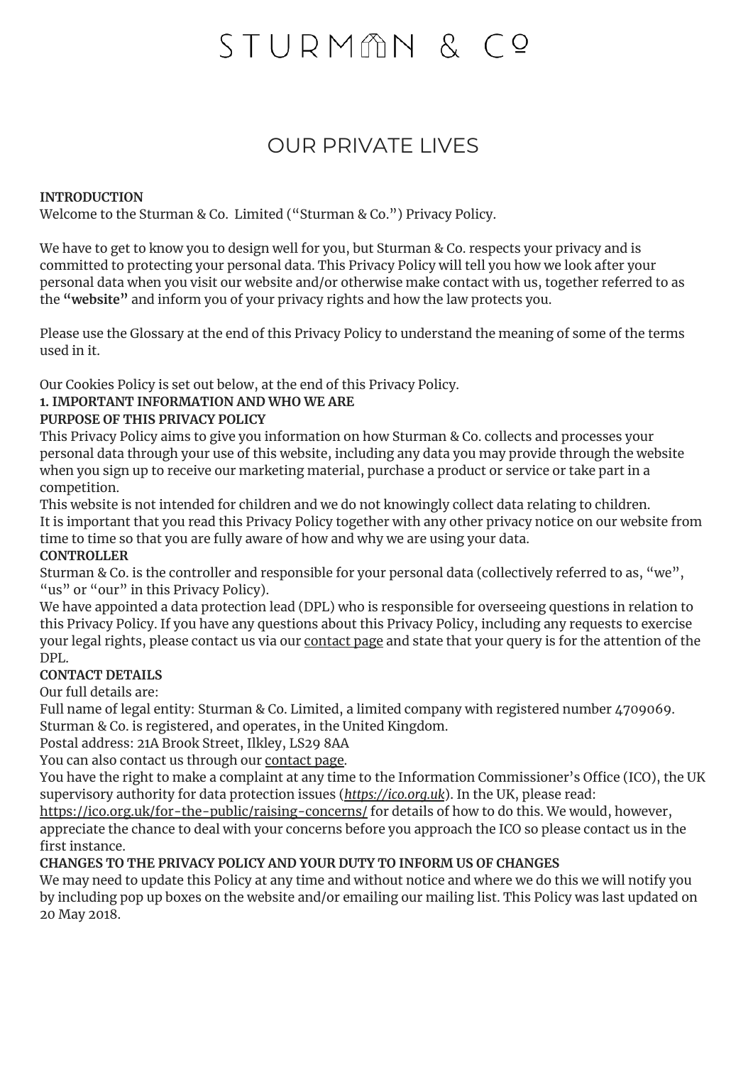# STURMAN & Cº

## OUR PRIVATE LIVES

**INTRODUCTION**

Welcome to the Sturman & Co. Limited ("Sturman & Co.") Privacy Policy.

We have to get to know you to design well for you, but Sturman & Co. respects your privacy and is committed to protecting your personal data. This Privacy Policy will tell you how we look after your personal data when you visit our website and/or otherwise make contact with us, together referred to as the **"website"** and inform you of your privacy rights and how the law protects you.

Please use the Glossary at the end of this Privacy Policy to understand the meaning of some of the terms used in it.

Our Cookies Policy is set out below, at the end of this Privacy Policy.

**1. IMPORTANT INFORMATION AND WHO WE ARE**

**PURPOSE OF THIS PRIVACY POLICY**

This Privacy Policy aims to give you information on how Sturman & Co. collects and processes your personal data through your use of this website, including any data you may provide through the website when you sign up to receive our marketing material, purchase a product or service or take part in a competition.

This website is not intended for children and we do not knowingly collect data relating to children.

It is important that you read this Privacy Policy together with any other privacy notice on our website from time to time so that you are fully aware of how and why we are using your data.

**CONTROLLER**

Sturman & Co. is the controller and responsible for your personal data (collectively referred to as, "we", "us" or "our" in this Privacy Policy).

We have appointed a data protection lead (DPL) who is responsible for overseeing questions in relation to this Privacy Policy. If you have any questions about this Privacy Policy, including any requests to exercise your legal rights, please contact us via our contact page and state that your query is for the attention of the DPL.

**CONTACT DETAILS**

Our full details are:

Full name of legal entity: Sturman & Co. Limited, a limited company with registered number 4709069. Sturman & Co. is registered, and operates, in the United Kingdom.

Postal address: 21A Brook Street, Ilkley, LS29 8AA

You can also contact us through our contact page.

You have the right to make a complaint at any time to the Information Commissioner's Office (ICO), the UK supervisory authority for data protection issues (*https://ico.org.uk*). In the UK, please read: https://ico.org.uk/for-the-public/raising-concerns/ for details of how to do this. We would, however, appreciate the chance to deal with your concerns before you approach the ICO so please contact us in the first instance.

**CHANGES TO THE PRIVACY POLICY AND YOUR DUTY TO INFORM US OF CHANGES**

We may need to update this Policy at any time and without notice and where we do this we will notify you by including pop up boxes on the website and/or emailing our mailing list. This Policy was last updated on 20 May 2018.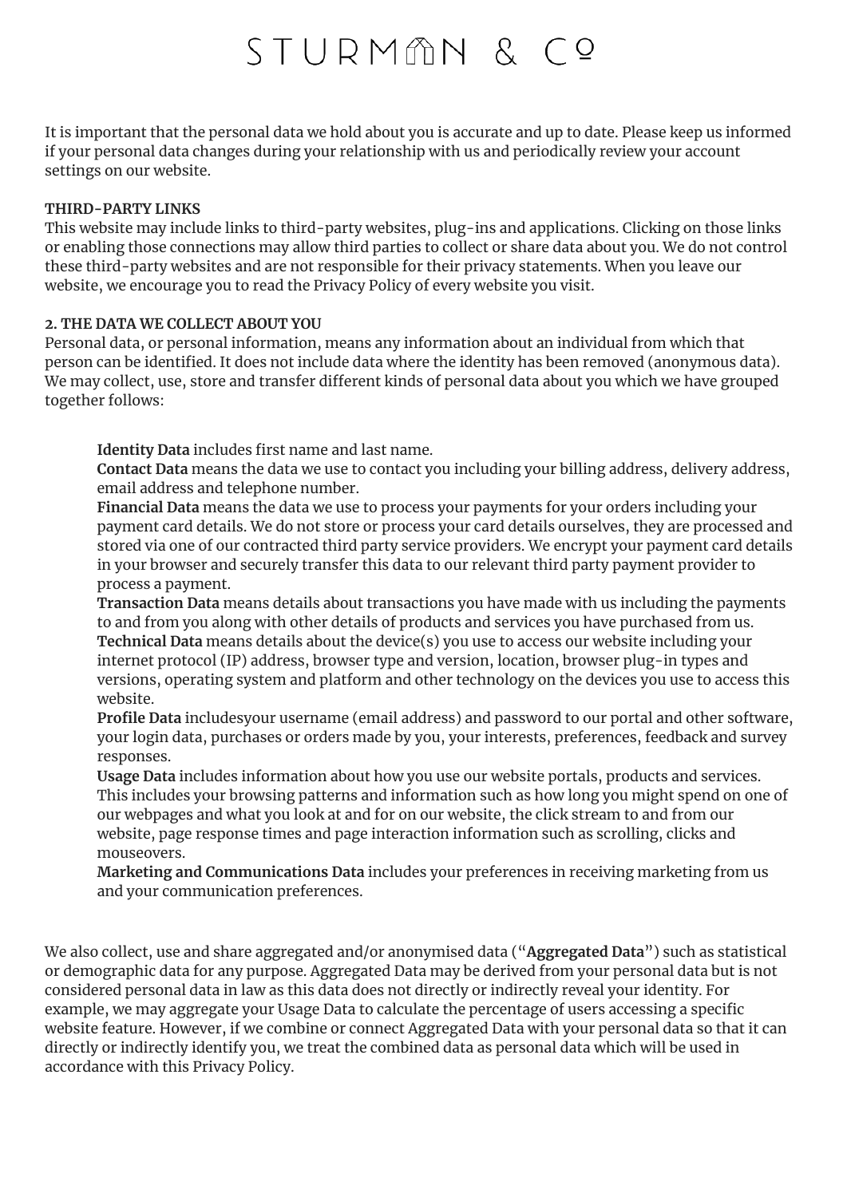It is important that the personal data we hold about you is accurate and up to date. Please keep us informed if your personal data changes during your relationship with us and periodically review your account settings on our website.

**THIRD-PARTY LINKS**

This website may include links to third-party websites, plug-ins and applications. Clicking on those links or enabling those connections may allow third parties to collect or share data about you. We do not control these third-party websites and are not responsible for their privacy statements. When you leave our website, we encourage you to read the Privacy Policy of every website you visit.

**2. THE DATA WE COLLECT ABOUT YOU**

Personal data, or personal information, means any information about an individual from which that person can be identified. It does not include data where the identity has been removed (anonymous data). We may collect, use, store and transfer different kinds of personal data about you which we have grouped together follows:

**Identity Data** includes first name and last name.

**Contact Data** means the data we use to contact you including your billing address, delivery address, email address and telephone number.

**Financial Data** means the data we use to process your payments for your orders including your payment card details. We do not store or process your card details ourselves, they are processed and stored via one of our contracted third party service providers. We encrypt your payment card details in your browser and securely transfer this data to our relevant third party payment provider to process a payment.

**Transaction Data** means details about transactions you have made with us including the payments to and from you along with other details of products and services you have purchased from us.

**Technical Data** means details about the device(s) you use to access our website including your internet protocol (IP) address, browser type and version, location, browser plug-in types and versions, operating system and platform and other technology on the devices you use to access this website.

**Profile Data** includesyour username (email address) and password to our portal and other software, your login data, purchases or orders made by you, your interests, preferences, feedback and survey responses.

**Usage Data** includes information about how you use our website portals, products and services. This includes your browsing patterns and information such as how long you might spend on one of our webpages and what you look at and for on our website, the click stream to and from our website, page response times and page interaction information such as scrolling, clicks and mouseovers.

**Marketing and Communications Data** includes your preferences in receiving marketing from us and your communication preferences.

We also collect, use and share aggregated and/or anonymised data ("**Aggregated Data**") such as statistical or demographic data for any purpose. Aggregated Data may be derived from your personal data but is not considered personal data in law as this data does not directly or indirectly reveal your identity. For example, we may aggregate your Usage Data to calculate the percentage of users accessing a specific website feature. However, if we combine or connect Aggregated Data with your personal data so that it can directly or indirectly identify you, we treat the combined data as personal data which will be used in accordance with this Privacy Policy.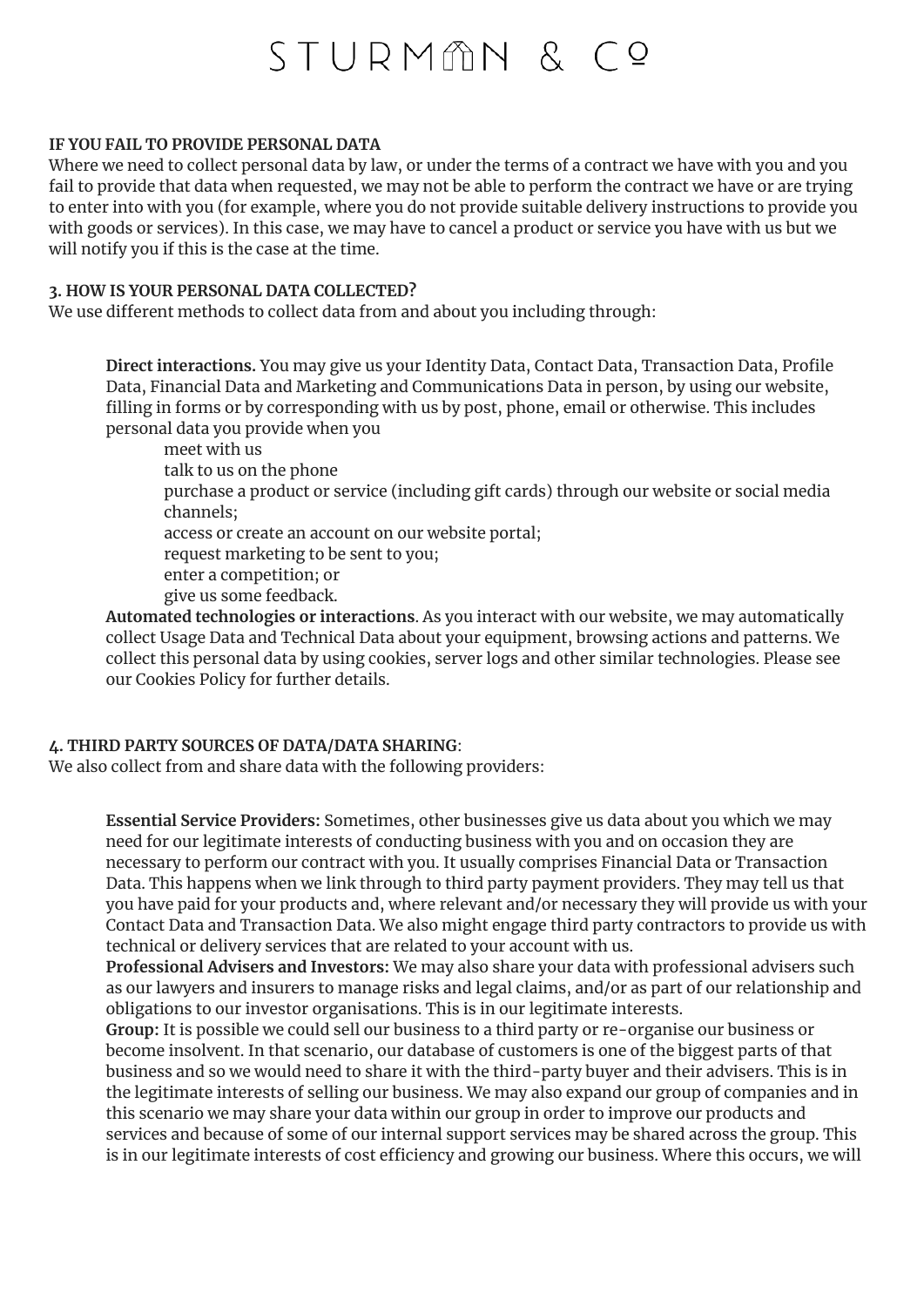**IF YOU FAIL TO PROVIDE PERSONAL DATA**

Where we need to collect personal data by law, or under the terms of a contract we have with you and you fail to provide that data when requested, we may not be able to perform the contract we have or are trying to enter into with you (for example, where you do not provide suitable delivery instructions to provide you with goods or services). In this case, we may have to cancel a product or service you have with us but we will notify you if this is the case at the time.

**3. HOW IS YOUR PERSONAL DATA COLLECTED?**

We use different methods to collect data from and about you including through:

- **Direct interactions.** You may give us your Identity Data, Contact Data, Transaction Data, Profile Data, Financial Data and Marketing and Communications Data in person, by using our website, filling in forms or by corresponding with us by post, phone, email or otherwise. This includes personal data you provide when you
  - meet with us
  - talk to us on the phone
  - purchase a product or service (including gift cards) through our website or social media channels;
  - access or create an account on our website portal;
  - request marketing to be sent to you;
  - enter a competition; or
  - give us some feedback.
- **Automated technologies or interactions**. As you interact with our website, we may automatically collect Usage Data and Technical Data about your equipment, browsing actions and patterns. We collect this personal data by using cookies, server logs and other similar technologies. Please see our Cookies Policy for further details.

**4. THIRD PARTY SOURCES OF DATA/DATA SHARING**:

We also collect from and share data with the following providers:

- **Essential Service Providers:** Sometimes, other businesses give us data about you which we may need for our legitimate interests of conducting business with you and on occasion they are necessary to perform our contract with you. It usually comprises Financial Data or Transaction Data. This happens when we link through to third party payment providers. They may tell us that you have paid for your products and, where relevant and/or necessary they will provide us with your Contact Data and Transaction Data. We also might engage third party contractors to provide us with technical or delivery services that are related to your account with us.
- **Professional Advisers and Investors:** We may also share your data with professional advisers such as our lawyers and insurers to manage risks and legal claims, and/or as part of our relationship and obligations to our investor organisations. This is in our legitimate interests.
- **Group:** It is possible we could sell our business to a third party or re-organise our business or become insolvent. In that scenario, our database of customers is one of the biggest parts of that business and so we would need to share it with the third-party buyer and their advisers. This is in the legitimate interests of selling our business. We may also expand our group of companies and in this scenario we may share your data within our group in order to improve our products and services and because of some of our internal support services may be shared across the group. This is in our legitimate interests of cost efficiency and growing our business. Where this occurs, we will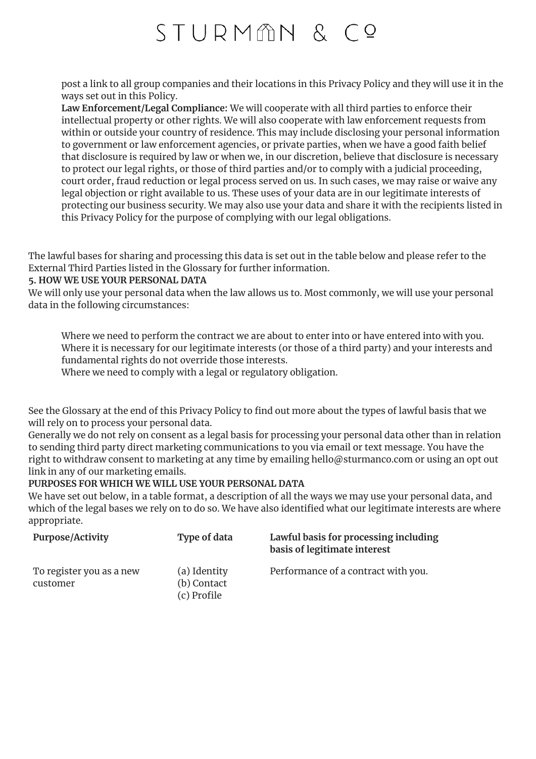post a link to all group companies and their locations in this Privacy Policy and they will use it in the ways set out in this Policy.

**Law Enforcement/Legal Compliance:** We will cooperate with all third parties to enforce their intellectual property or other rights. We will also cooperate with law enforcement requests from within or outside your country of residence. This may include disclosing your personal information to government or law enforcement agencies, or private parties, when we have a good faith belief that disclosure is required by law or when we, in our discretion, believe that disclosure is necessary to protect our legal rights, or those of third parties and/or to comply with a judicial proceeding, court order, fraud reduction or legal process served on us. In such cases, we may raise or waive any legal objection or right available to us. These uses of your data are in our legitimate interests of protecting our business security. We may also use your data and share it with the recipients listed in this Privacy Policy for the purpose of complying with our legal obligations.

The lawful bases for sharing and processing this data is set out in the table below and please refer to the External Third Parties listed in the Glossary for further information.

**5. HOW WE USE YOUR PERSONAL DATA**

We will only use your personal data when the law allows us to. Most commonly, we will use your personal data in the following circumstances:

- Where we need to perform the contract we are about to enter into or have entered into with you.
- Where it is necessary for our legitimate interests (or those of a third party) and your interests and fundamental rights do not override those interests.
- Where we need to comply with a legal or regulatory obligation.

See the Glossary at the end of this Privacy Policy to find out more about the types of lawful basis that we will rely on to process your personal data.

Generally we do not rely on consent as a legal basis for processing your personal data other than in relation to sending third party direct marketing communications to you via email or text message. You have the right to withdraw consent to marketing at any time by emailing hello@sturmanco.com or using an opt out link in any of our marketing emails.

**PURPOSES FOR WHICH WE WILL USE YOUR PERSONAL DATA**

We have set out below, in a table format, a description of all the ways we may use your personal data, and which of the legal bases we rely on to do so. We have also identified what our legitimate interests are where appropriate.

| Purpose/Activity | Type of data | Lawful basis for processing including basis of legitimate interest |
|---|---|---|
| To register you as a new customer | (a) Identity<br>(b) Contact<br>(c) Profile | Performance of a contract with you. |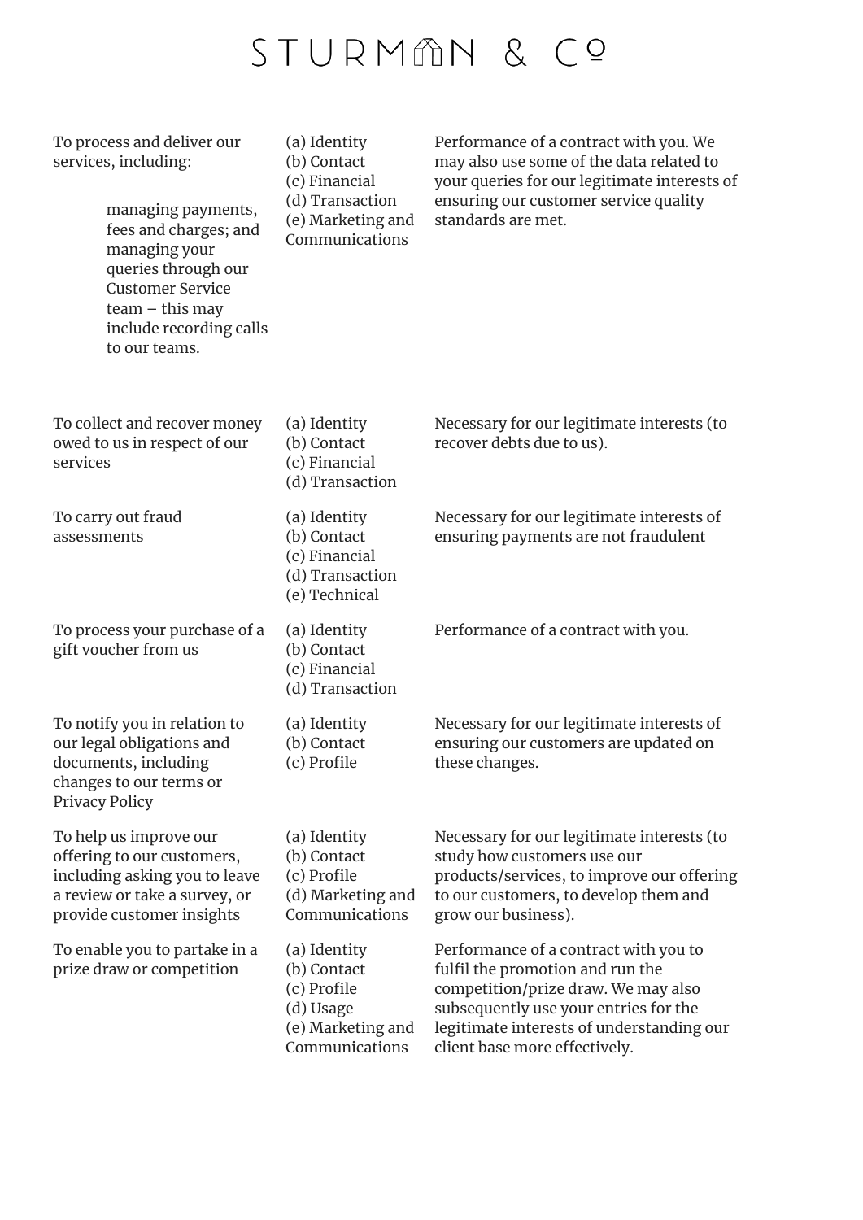| | | |
|---|---|---|
| To process and deliver our services, including: managing payments, fees and charges; and managing your queries through our Customer Service team – this may include recording calls to our teams. | (a) Identity<br>(b) Contact<br>(c) Financial<br>(d) Transaction<br>(e) Marketing and Communications | Performance of a contract with you. We may also use some of the data related to your queries for our legitimate interests of ensuring our customer service quality standards are met. |
| To collect and recover money owed to us in respect of our services | (a) Identity<br>(b) Contact<br>(c) Financial<br>(d) Transaction | Necessary for our legitimate interests (to recover debts due to us). |
| To carry out fraud assessments | (a) Identity<br>(b) Contact<br>(c) Financial<br>(d) Transaction<br>(e) Technical | Necessary for our legitimate interests of ensuring payments are not fraudulent |
| To process your purchase of a gift voucher from us | (a) Identity<br>(b) Contact<br>(c) Financial<br>(d) Transaction | Performance of a contract with you. |
| To notify you in relation to our legal obligations and documents, including changes to our terms or Privacy Policy | (a) Identity<br>(b) Contact<br>(c) Profile | Necessary for our legitimate interests of ensuring our customers are updated on these changes. |
| To help us improve our offering to our customers, including asking you to leave a review or take a survey, or provide customer insights | (a) Identity<br>(b) Contact<br>(c) Profile<br>(d) Marketing and Communications | Necessary for our legitimate interests (to study how customers use our products/services, to improve our offering to our customers, to develop them and grow our business). |
| To enable you to partake in a prize draw or competition | (a) Identity<br>(b) Contact<br>(c) Profile<br>(d) Usage<br>(e) Marketing and Communications | Performance of a contract with you to fulfil the promotion and run the competition/prize draw. We may also subsequently use your entries for the legitimate interests of understanding our client base more effectively. |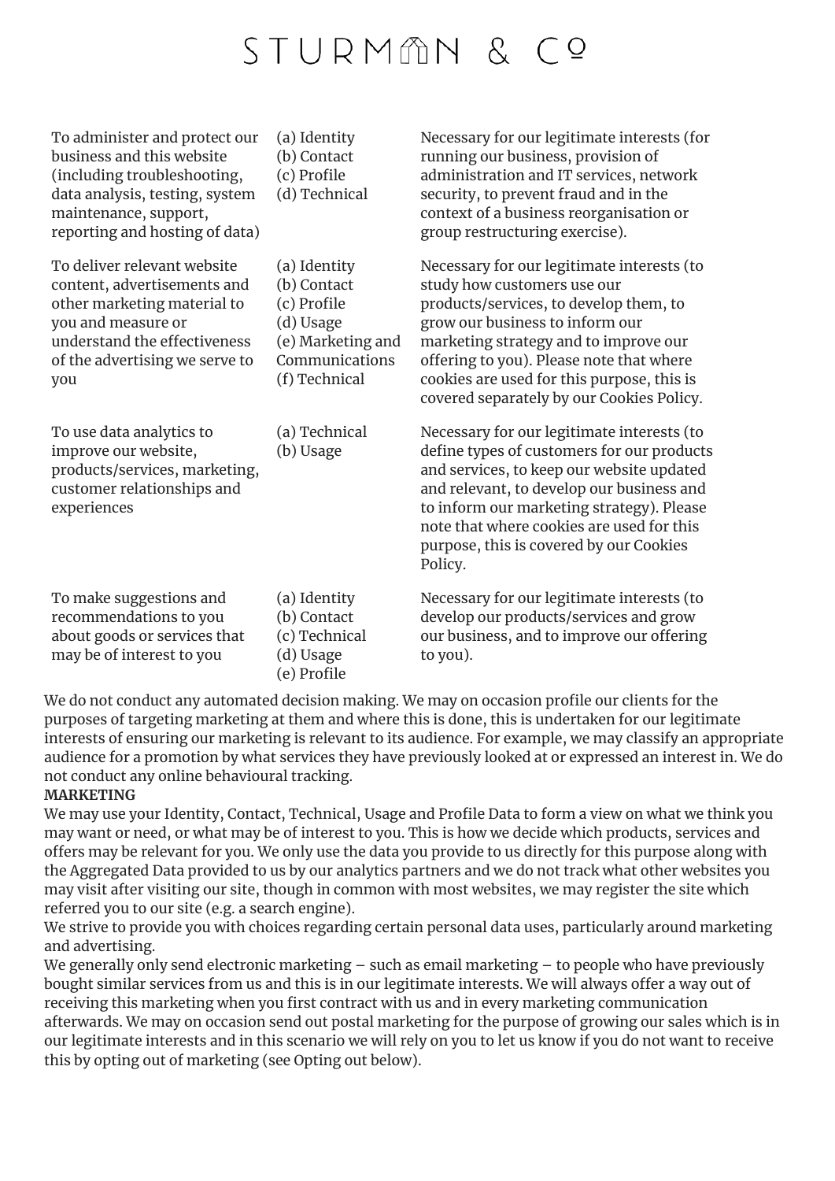| | | |
|---|---|---|
| To administer and protect our business and this website (including troubleshooting, data analysis, testing, system maintenance, support, reporting and hosting of data) | (a) Identity<br>(b) Contact<br>(c) Profile<br>(d) Technical | Necessary for our legitimate interests (for running our business, provision of administration and IT services, network security, to prevent fraud and in the context of a business reorganisation or group restructuring exercise). |
| To deliver relevant website content, advertisements and other marketing material to you and measure or understand the effectiveness of the advertising we serve to you | (a) Identity<br>(b) Contact<br>(c) Profile<br>(d) Usage<br>(e) Marketing and Communications<br>(f) Technical | Necessary for our legitimate interests (to study how customers use our products/services, to develop them, to grow our business to inform our marketing strategy and to improve our offering to you). Please note that where cookies are used for this purpose, this is covered separately by our Cookies Policy. |
| To use data analytics to improve our website, products/services, marketing, customer relationships and experiences | (a) Technical<br>(b) Usage | Necessary for our legitimate interests (to define types of customers for our products and services, to keep our website updated and relevant, to develop our business and to inform our marketing strategy). Please note that where cookies are used for this purpose, this is covered by our Cookies Policy. |
| To make suggestions and recommendations to you about goods or services that may be of interest to you | (a) Identity<br>(b) Contact<br>(c) Technical<br>(d) Usage<br>(e) Profile | Necessary for our legitimate interests (to develop our products/services and grow our business, and to improve our offering to you). |

We do not conduct any automated decision making. We may on occasion profile our clients for the purposes of targeting marketing at them and where this is done, this is undertaken for our legitimate interests of ensuring our marketing is relevant to its audience. For example, we may classify an appropriate audience for a promotion by what services they have previously looked at or expressed an interest in. We do not conduct any online behavioural tracking.

**MARKETING**

We may use your Identity, Contact, Technical, Usage and Profile Data to form a view on what we think you may want or need, or what may be of interest to you. This is how we decide which products, services and offers may be relevant for you. We only use the data you provide to us directly for this purpose along with the Aggregated Data provided to us by our analytics partners and we do not track what other websites you may visit after visiting our site, though in common with most websites, we may register the site which referred you to our site (e.g. a search engine).

We strive to provide you with choices regarding certain personal data uses, particularly around marketing and advertising.

We generally only send electronic marketing – such as email marketing – to people who have previously bought similar services from us and this is in our legitimate interests. We will always offer a way out of receiving this marketing when you first contract with us and in every marketing communication afterwards. We may on occasion send out postal marketing for the purpose of growing our sales which is in our legitimate interests and in this scenario we will rely on you to let us know if you do not want to receive this by opting out of marketing (see Opting out below).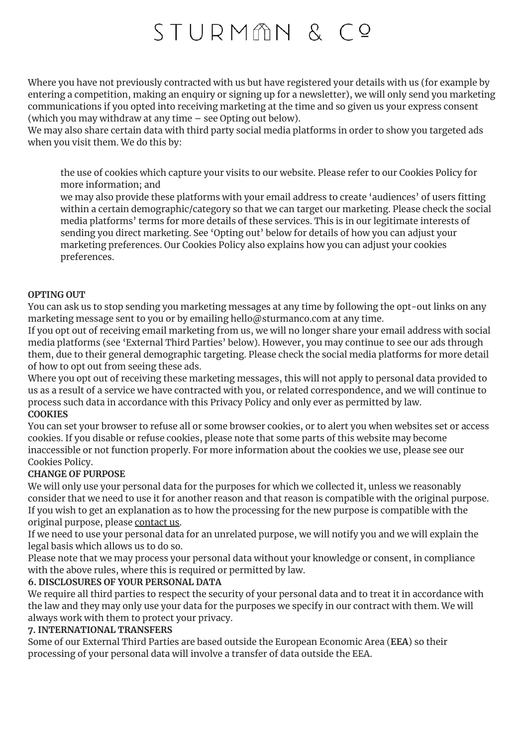Where you have not previously contracted with us but have registered your details with us (for example by entering a competition, making an enquiry or signing up for a newsletter), we will only send you marketing communications if you opted into receiving marketing at the time and so given us your express consent (which you may withdraw at any time – see Opting out below).

We may also share certain data with third party social media platforms in order to show you targeted ads when you visit them. We do this by:

- the use of cookies which capture your visits to our website. Please refer to our Cookies Policy for more information; and
- we may also provide these platforms with your email address to create 'audiences' of users fitting within a certain demographic/category so that we can target our marketing. Please check the social media platforms' terms for more details of these services. This is in our legitimate interests of sending you direct marketing. See 'Opting out' below for details of how you can adjust your marketing preferences. Our Cookies Policy also explains how you can adjust your cookies preferences.

**OPTING OUT**

You can ask us to stop sending you marketing messages at any time by following the opt-out links on any marketing message sent to you or by emailing hello@sturmanco.com at any time.

If you opt out of receiving email marketing from us, we will no longer share your email address with social media platforms (see 'External Third Parties' below). However, you may continue to see our ads through them, due to their general demographic targeting. Please check the social media platforms for more detail of how to opt out from seeing these ads.

Where you opt out of receiving these marketing messages, this will not apply to personal data provided to us as a result of a service we have contracted with you, or related correspondence, and we will continue to process such data in accordance with this Privacy Policy and only ever as permitted by law.

**COOKIES**

You can set your browser to refuse all or some browser cookies, or to alert you when websites set or access cookies. If you disable or refuse cookies, please note that some parts of this website may become inaccessible or not function properly. For more information about the cookies we use, please see our Cookies Policy.

**CHANGE OF PURPOSE**

We will only use your personal data for the purposes for which we collected it, unless we reasonably consider that we need to use it for another reason and that reason is compatible with the original purpose. If you wish to get an explanation as to how the processing for the new purpose is compatible with the original purpose, please contact us.

If we need to use your personal data for an unrelated purpose, we will notify you and we will explain the legal basis which allows us to do so.

Please note that we may process your personal data without your knowledge or consent, in compliance with the above rules, where this is required or permitted by law.

**6. DISCLOSURES OF YOUR PERSONAL DATA**

We require all third parties to respect the security of your personal data and to treat it in accordance with the law and they may only use your data for the purposes we specify in our contract with them. We will always work with them to protect your privacy.

**7. INTERNATIONAL TRANSFERS**

Some of our External Third Parties are based outside the European Economic Area (**EEA**) so their processing of your personal data will involve a transfer of data outside the EEA.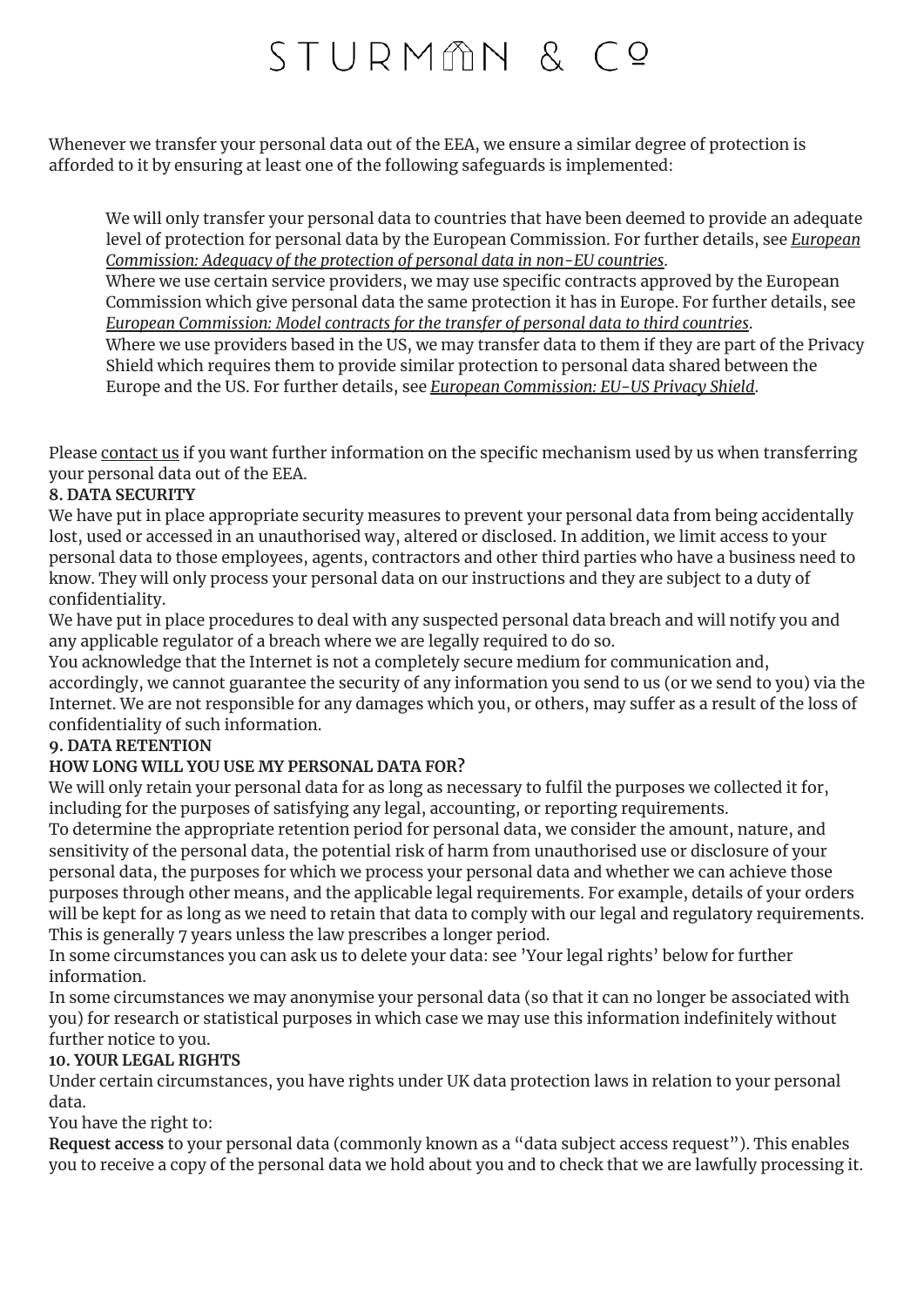Whenever we transfer your personal data out of the EEA, we ensure a similar degree of protection is afforded to it by ensuring at least one of the following safeguards is implemented:

> We will only transfer your personal data to countries that have been deemed to provide an adequate level of protection for personal data by the European Commission. For further details, see *European Commission: Adequacy of the protection of personal data in non-EU countries*.
> Where we use certain service providers, we may use specific contracts approved by the European Commission which give personal data the same protection it has in Europe. For further details, see *European Commission: Model contracts for the transfer of personal data to third countries*.
> Where we use providers based in the US, we may transfer data to them if they are part of the Privacy Shield which requires them to provide similar protection to personal data shared between the Europe and the US. For further details, see *European Commission: EU-US Privacy Shield*.

Please contact us if you want further information on the specific mechanism used by us when transferring your personal data out of the EEA.

**8. DATA SECURITY**

We have put in place appropriate security measures to prevent your personal data from being accidentally lost, used or accessed in an unauthorised way, altered or disclosed. In addition, we limit access to your personal data to those employees, agents, contractors and other third parties who have a business need to know. They will only process your personal data on our instructions and they are subject to a duty of confidentiality.

We have put in place procedures to deal with any suspected personal data breach and will notify you and any applicable regulator of a breach where we are legally required to do so.

You acknowledge that the Internet is not a completely secure medium for communication and, accordingly, we cannot guarantee the security of any information you send to us (or we send to you) via the Internet. We are not responsible for any damages which you, or others, may suffer as a result of the loss of confidentiality of such information.

**9. DATA RETENTION**

**HOW LONG WILL YOU USE MY PERSONAL DATA FOR?**

We will only retain your personal data for as long as necessary to fulfil the purposes we collected it for, including for the purposes of satisfying any legal, accounting, or reporting requirements.

To determine the appropriate retention period for personal data, we consider the amount, nature, and sensitivity of the personal data, the potential risk of harm from unauthorised use or disclosure of your personal data, the purposes for which we process your personal data and whether we can achieve those purposes through other means, and the applicable legal requirements. For example, details of your orders will be kept for as long as we need to retain that data to comply with our legal and regulatory requirements. This is generally 7 years unless the law prescribes a longer period.

In some circumstances you can ask us to delete your data: see 'Your legal rights' below for further information.

In some circumstances we may anonymise your personal data (so that it can no longer be associated with you) for research or statistical purposes in which case we may use this information indefinitely without further notice to you.

**10. YOUR LEGAL RIGHTS**

Under certain circumstances, you have rights under UK data protection laws in relation to your personal data.

You have the right to:

**Request access** to your personal data (commonly known as a "data subject access request"). This enables you to receive a copy of the personal data we hold about you and to check that we are lawfully processing it.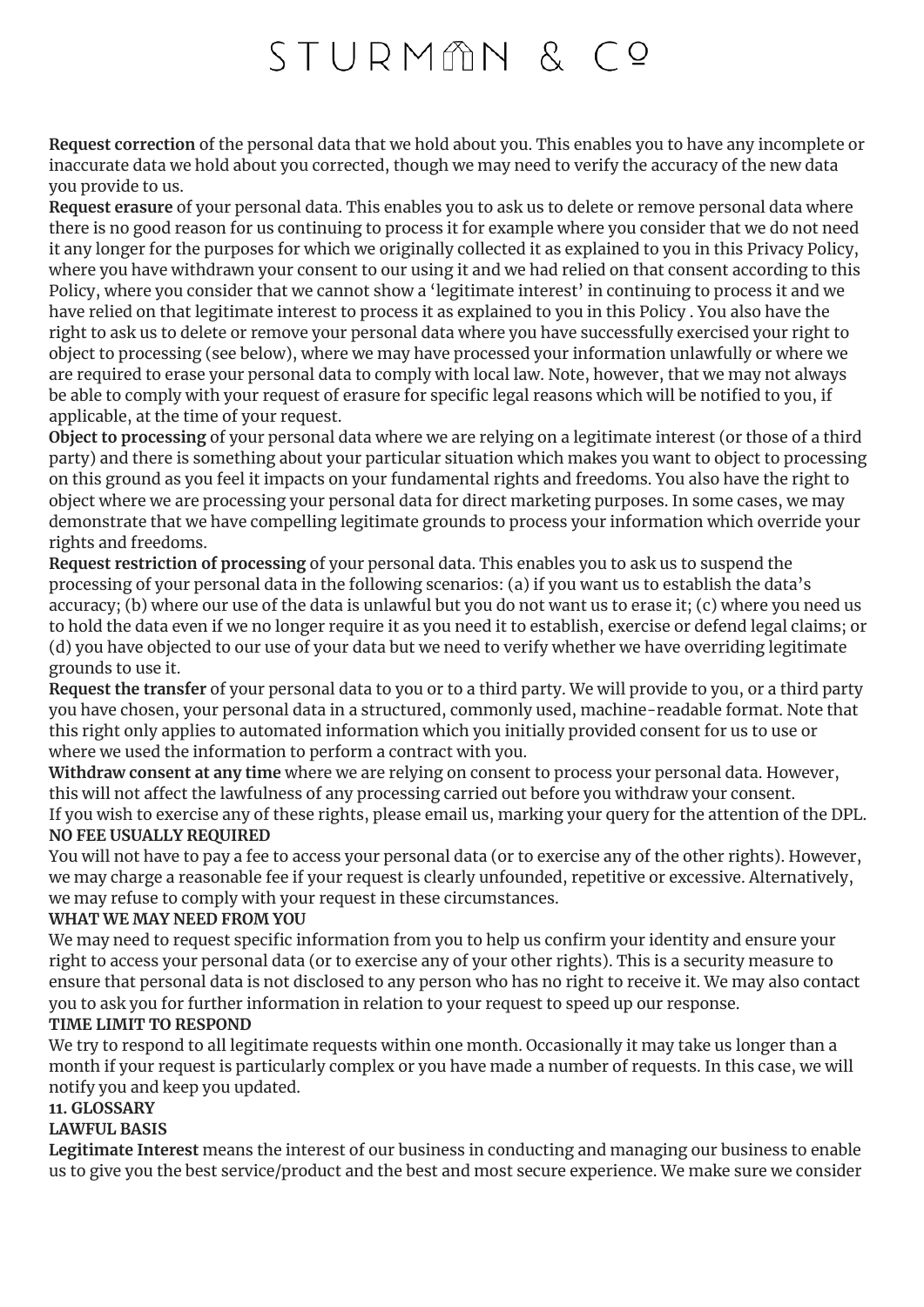**Request correction** of the personal data that we hold about you. This enables you to have any incomplete or inaccurate data we hold about you corrected, though we may need to verify the accuracy of the new data you provide to us.

**Request erasure** of your personal data. This enables you to ask us to delete or remove personal data where there is no good reason for us continuing to process it for example where you consider that we do not need it any longer for the purposes for which we originally collected it as explained to you in this Privacy Policy, where you have withdrawn your consent to our using it and we had relied on that consent according to this Policy, where you consider that we cannot show a 'legitimate interest' in continuing to process it and we have relied on that legitimate interest to process it as explained to you in this Policy . You also have the right to ask us to delete or remove your personal data where you have successfully exercised your right to object to processing (see below), where we may have processed your information unlawfully or where we are required to erase your personal data to comply with local law. Note, however, that we may not always be able to comply with your request of erasure for specific legal reasons which will be notified to you, if applicable, at the time of your request.

**Object to processing** of your personal data where we are relying on a legitimate interest (or those of a third party) and there is something about your particular situation which makes you want to object to processing on this ground as you feel it impacts on your fundamental rights and freedoms. You also have the right to object where we are processing your personal data for direct marketing purposes. In some cases, we may demonstrate that we have compelling legitimate grounds to process your information which override your rights and freedoms.

**Request restriction of processing** of your personal data. This enables you to ask us to suspend the processing of your personal data in the following scenarios: (a) if you want us to establish the data's accuracy; (b) where our use of the data is unlawful but you do not want us to erase it; (c) where you need us to hold the data even if we no longer require it as you need it to establish, exercise or defend legal claims; or (d) you have objected to our use of your data but we need to verify whether we have overriding legitimate grounds to use it.

**Request the transfer** of your personal data to you or to a third party. We will provide to you, or a third party you have chosen, your personal data in a structured, commonly used, machine-readable format. Note that this right only applies to automated information which you initially provided consent for us to use or where we used the information to perform a contract with you.

**Withdraw consent at any time** where we are relying on consent to process your personal data. However, this will not affect the lawfulness of any processing carried out before you withdraw your consent.

If you wish to exercise any of these rights, please email us, marking your query for the attention of the DPL.

**NO FEE USUALLY REQUIRED**

You will not have to pay a fee to access your personal data (or to exercise any of the other rights). However, we may charge a reasonable fee if your request is clearly unfounded, repetitive or excessive. Alternatively, we may refuse to comply with your request in these circumstances.

**WHAT WE MAY NEED FROM YOU**

We may need to request specific information from you to help us confirm your identity and ensure your right to access your personal data (or to exercise any of your other rights). This is a security measure to ensure that personal data is not disclosed to any person who has no right to receive it. We may also contact you to ask you for further information in relation to your request to speed up our response.

**TIME LIMIT TO RESPOND**

We try to respond to all legitimate requests within one month. Occasionally it may take us longer than a month if your request is particularly complex or you have made a number of requests. In this case, we will notify you and keep you updated.

## 11. GLOSSARY

**LAWFUL BASIS**

**Legitimate Interest** means the interest of our business in conducting and managing our business to enable us to give you the best service/product and the best and most secure experience. We make sure we consider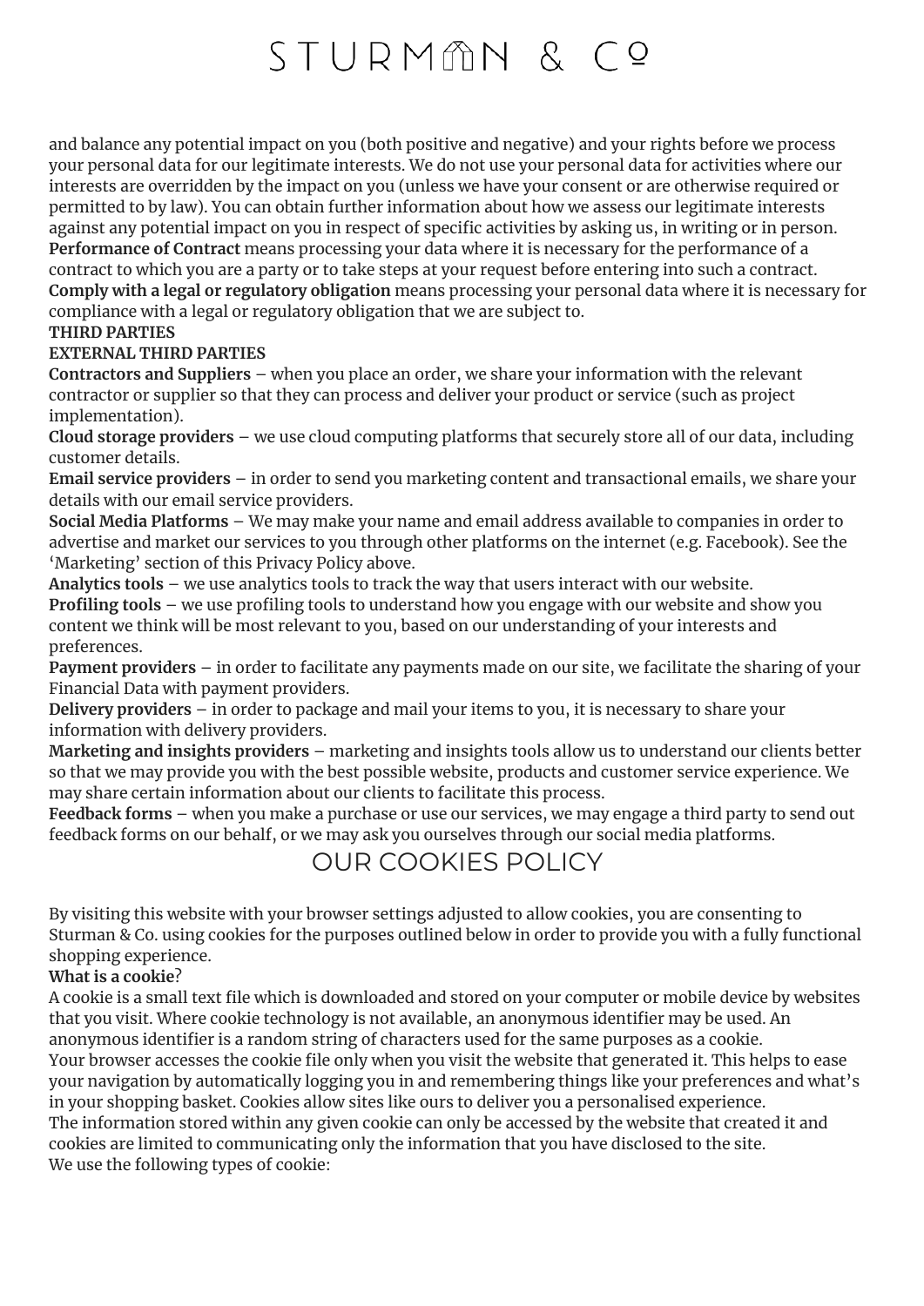and balance any potential impact on you (both positive and negative) and your rights before we process your personal data for our legitimate interests. We do not use your personal data for activities where our interests are overridden by the impact on you (unless we have your consent or are otherwise required or permitted to by law). You can obtain further information about how we assess our legitimate interests against any potential impact on you in respect of specific activities by asking us, in writing or in person.

**Performance of Contract** means processing your data where it is necessary for the performance of a contract to which you are a party or to take steps at your request before entering into such a contract.

**Comply with a legal or regulatory obligation** means processing your personal data where it is necessary for compliance with a legal or regulatory obligation that we are subject to.

**THIRD PARTIES**

**EXTERNAL THIRD PARTIES**

**Contractors and Suppliers** – when you place an order, we share your information with the relevant contractor or supplier so that they can process and deliver your product or service (such as project implementation).

**Cloud storage providers** – we use cloud computing platforms that securely store all of our data, including customer details.

**Email service providers** – in order to send you marketing content and transactional emails, we share your details with our email service providers.

**Social Media Platforms** – We may make your name and email address available to companies in order to advertise and market our services to you through other platforms on the internet (e.g. Facebook). See the 'Marketing' section of this Privacy Policy above.

**Analytics tools** – we use analytics tools to track the way that users interact with our website.

**Profiling tools** – we use profiling tools to understand how you engage with our website and show you content we think will be most relevant to you, based on our understanding of your interests and preferences.

**Payment providers** – in order to facilitate any payments made on our site, we facilitate the sharing of your Financial Data with payment providers.

**Delivery providers** – in order to package and mail your items to you, it is necessary to share your information with delivery providers.

**Marketing and insights providers** – marketing and insights tools allow us to understand our clients better so that we may provide you with the best possible website, products and customer service experience. We may share certain information about our clients to facilitate this process.

**Feedback forms** – when you make a purchase or use our services, we may engage a third party to send out feedback forms on our behalf, or we may ask you ourselves through our social media platforms.

## OUR COOKIES POLICY

By visiting this website with your browser settings adjusted to allow cookies, you are consenting to Sturman & Co. using cookies for the purposes outlined below in order to provide you with a fully functional shopping experience.

**What is a cookie**?

A cookie is a small text file which is downloaded and stored on your computer or mobile device by websites that you visit. Where cookie technology is not available, an anonymous identifier may be used. An anonymous identifier is a random string of characters used for the same purposes as a cookie.

Your browser accesses the cookie file only when you visit the website that generated it. This helps to ease your navigation by automatically logging you in and remembering things like your preferences and what's in your shopping basket. Cookies allow sites like ours to deliver you a personalised experience.

The information stored within any given cookie can only be accessed by the website that created it and cookies are limited to communicating only the information that you have disclosed to the site.

We use the following types of cookie: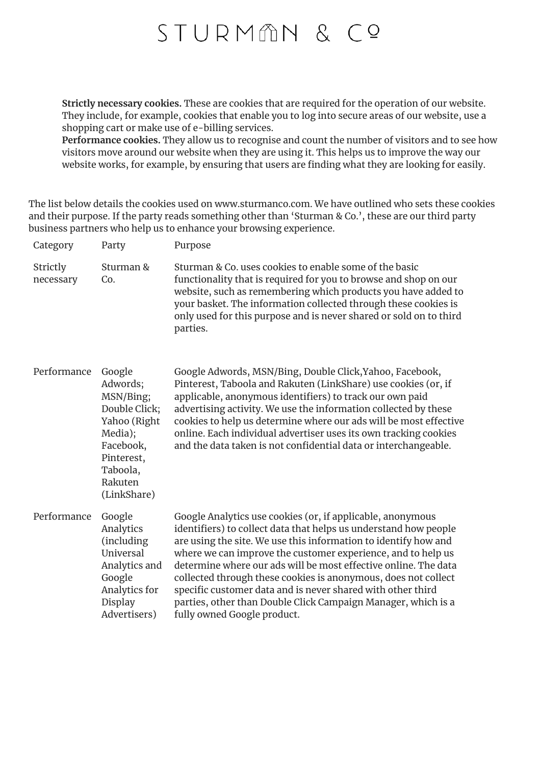**Strictly necessary cookies.** These are cookies that are required for the operation of our website. They include, for example, cookies that enable you to log into secure areas of our website, use a shopping cart or make use of e-billing services.
**Performance cookies.** They allow us to recognise and count the number of visitors and to see how visitors move around our website when they are using it. This helps us to improve the way our website works, for example, by ensuring that users are finding what they are looking for easily.

The list below details the cookies used on www.sturmanco.com. We have outlined who sets these cookies and their purpose. If the party reads something other than 'Sturman & Co.', these are our third party business partners who help us to enhance your browsing experience.

| Category | Party | Purpose |
| --- | --- | --- |
| Strictly necessary | Sturman & Co. | Sturman & Co. uses cookies to enable some of the basic functionality that is required for you to browse and shop on our website, such as remembering which products you have added to your basket. The information collected through these cookies is only used for this purpose and is never shared or sold on to third parties. |
| Performance | Google Adwords; MSN/Bing; Double Click; Yahoo (Right Media); Facebook, Pinterest, Taboola, Rakuten (LinkShare) | Google Adwords, MSN/Bing, Double Click,Yahoo, Facebook, Pinterest, Taboola and Rakuten (LinkShare) use cookies (or, if applicable, anonymous identifiers) to track our own paid advertising activity. We use the information collected by these cookies to help us determine where our ads will be most effective online. Each individual advertiser uses its own tracking cookies and the data taken is not confidential data or interchangeable. |
| Performance | Google Analytics (including Universal Analytics and Google Analytics for Display Advertisers) | Google Analytics use cookies (or, if applicable, anonymous identifiers) to collect data that helps us understand how people are using the site. We use this information to identify how and where we can improve the customer experience, and to help us determine where our ads will be most effective online. The data collected through these cookies is anonymous, does not collect specific customer data and is never shared with other third parties, other than Double Click Campaign Manager, which is a fully owned Google product. |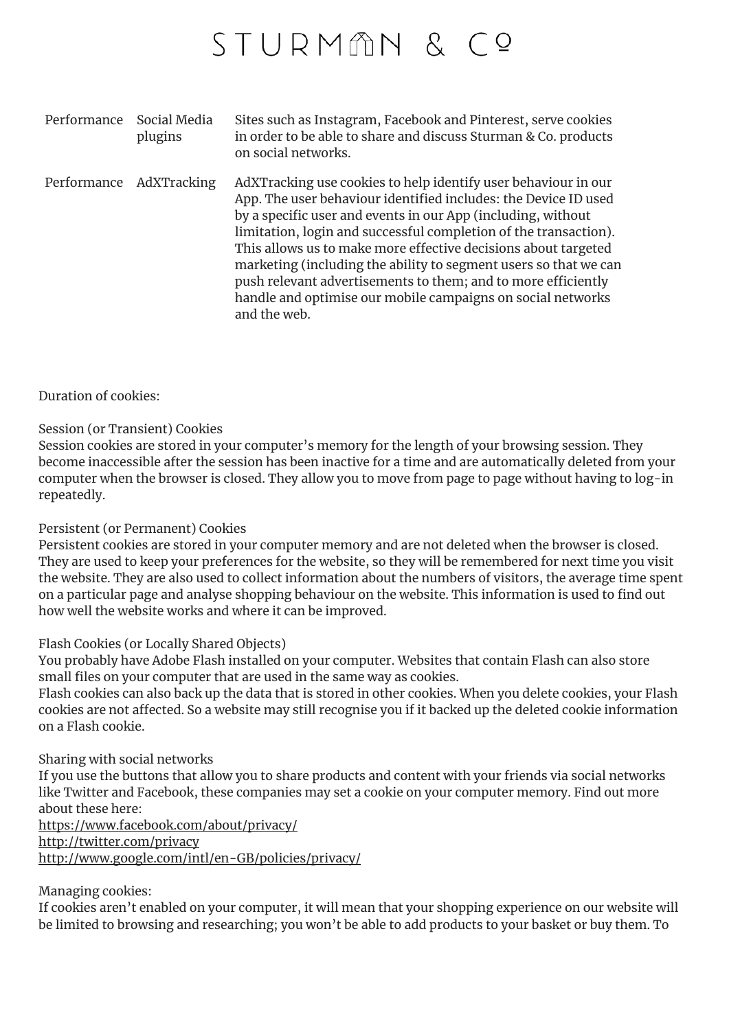| | | |
|---|---|---|
| Performance | Social Media plugins | Sites such as Instagram, Facebook and Pinterest, serve cookies in order to be able to share and discuss Sturman & Co. products on social networks. |
| Performance | AdXTracking | AdXTracking use cookies to help identify user behaviour in our App. The user behaviour identified includes: the Device ID used by a specific user and events in our App (including, without limitation, login and successful completion of the transaction). This allows us to make more effective decisions about targeted marketing (including the ability to segment users so that we can push relevant advertisements to them; and to more efficiently handle and optimise our mobile campaigns on social networks and the web. |

Duration of cookies:

Session (or Transient) Cookies
Session cookies are stored in your computer's memory for the length of your browsing session. They become inaccessible after the session has been inactive for a time and are automatically deleted from your computer when the browser is closed. They allow you to move from page to page without having to log-in repeatedly.

Persistent (or Permanent) Cookies
Persistent cookies are stored in your computer memory and are not deleted when the browser is closed. They are used to keep your preferences for the website, so they will be remembered for next time you visit the website. They are also used to collect information about the numbers of visitors, the average time spent on a particular page and analyse shopping behaviour on the website. This information is used to find out how well the website works and where it can be improved.

Flash Cookies (or Locally Shared Objects)
You probably have Adobe Flash installed on your computer. Websites that contain Flash can also store small files on your computer that are used in the same way as cookies.
Flash cookies can also back up the data that is stored in other cookies. When you delete cookies, your Flash cookies are not affected. So a website may still recognise you if it backed up the deleted cookie information on a Flash cookie.

Sharing with social networks
If you use the buttons that allow you to share products and content with your friends via social networks like Twitter and Facebook, these companies may set a cookie on your computer memory. Find out more about these here:
https://www.facebook.com/about/privacy/
http://twitter.com/privacy
http://www.google.com/intl/en-GB/policies/privacy/

Managing cookies:
If cookies aren't enabled on your computer, it will mean that your shopping experience on our website will be limited to browsing and researching; you won't be able to add products to your basket or buy them. To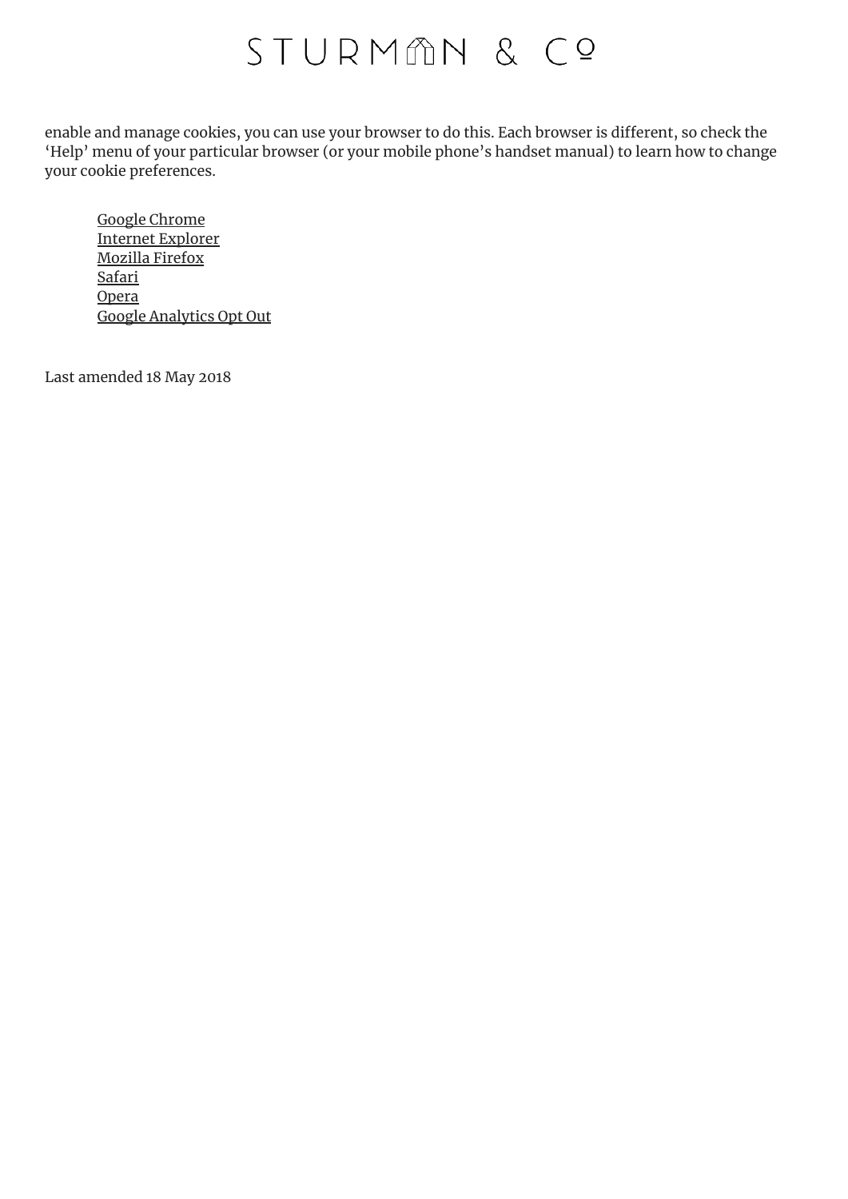enable and manage cookies, you can use your browser to do this. Each browser is different, so check the 'Help' menu of your particular browser (or your mobile phone's handset manual) to learn how to change your cookie preferences.

- Google Chrome
- Internet Explorer
- Mozilla Firefox
- Safari
- Opera
- Google Analytics Opt Out

Last amended 18 May 2018